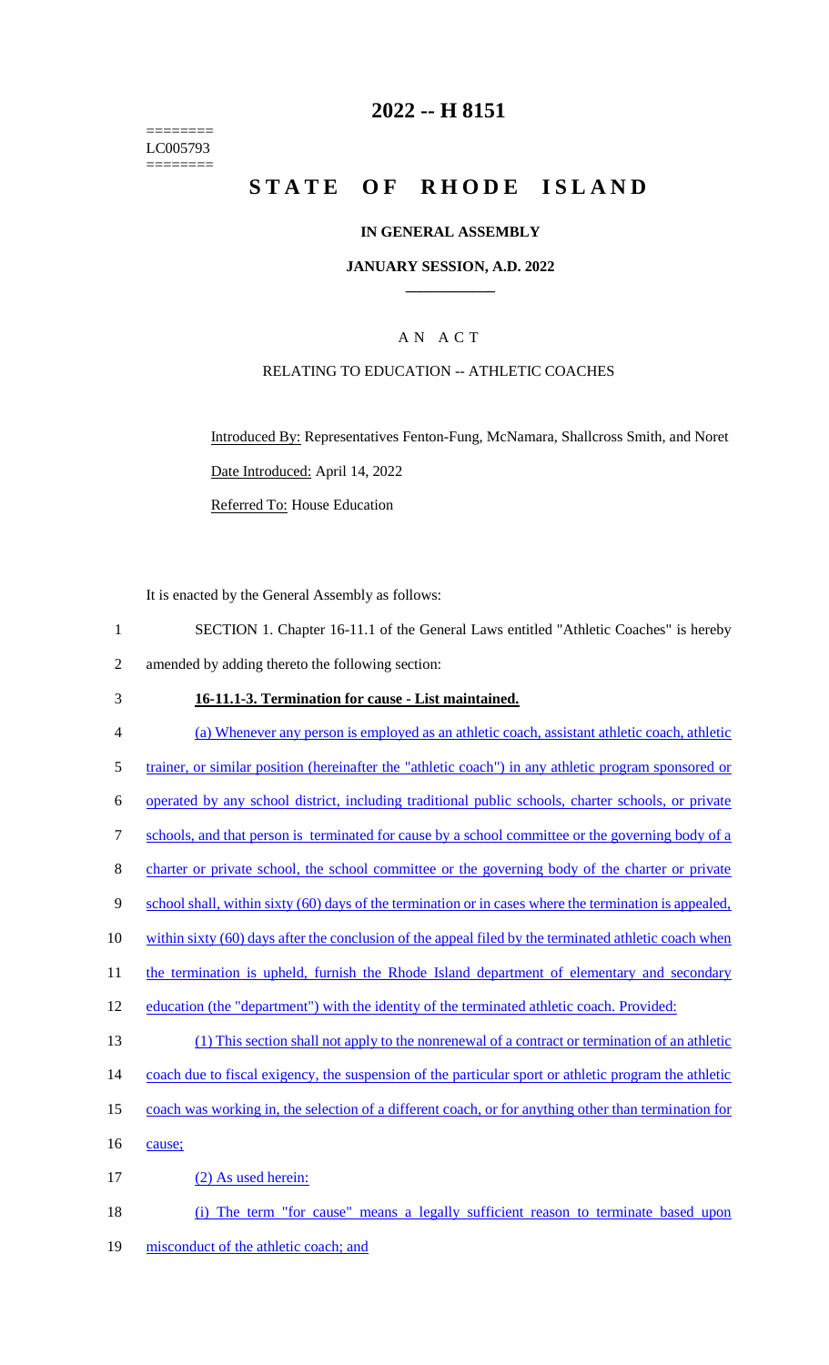========
LC005793
========

# 2022 -- H 8151

# STATE OF RHODE ISLAND

**IN GENERAL ASSEMBLY**

**JANUARY SESSION, A.D. 2022**

## A N A C T

RELATING TO EDUCATION -- ATHLETIC COACHES

Introduced By: Representatives Fenton-Fung, McNamara, Shallcross Smith, and Noret

Date Introduced: April 14, 2022

Referred To: House Education

It is enacted by the General Assembly as follows:

1 SECTION 1. Chapter 16-11.1 of the General Laws entitled "Athletic Coaches" is hereby
2 amended by adding thereto the following section:

3 **16-11.1-3. Termination for cause - List maintained.**

4 (a) Whenever any person is employed as an athletic coach, assistant athletic coach, athletic
5 trainer, or similar position (hereinafter the "athletic coach") in any athletic program sponsored or
6 operated by any school district, including traditional public schools, charter schools, or private
7 schools, and that person is terminated for cause by a school committee or the governing body of a
8 charter or private school, the school committee or the governing body of the charter or private
9 school shall, within sixty (60) days of the termination or in cases where the termination is appealed,
10 within sixty (60) days after the conclusion of the appeal filed by the terminated athletic coach when
11 the termination is upheld, furnish the Rhode Island department of elementary and secondary
12 education (the "department") with the identity of the terminated athletic coach. Provided:

13 (1) This section shall not apply to the nonrenewal of a contract or termination of an athletic
14 coach due to fiscal exigency, the suspension of the particular sport or athletic program the athletic
15 coach was working in, the selection of a different coach, or for anything other than termination for
16 cause;

17 (2) As used herein:

18 (i) The term "for cause" means a legally sufficient reason to terminate based upon
19 misconduct of the athletic coach; and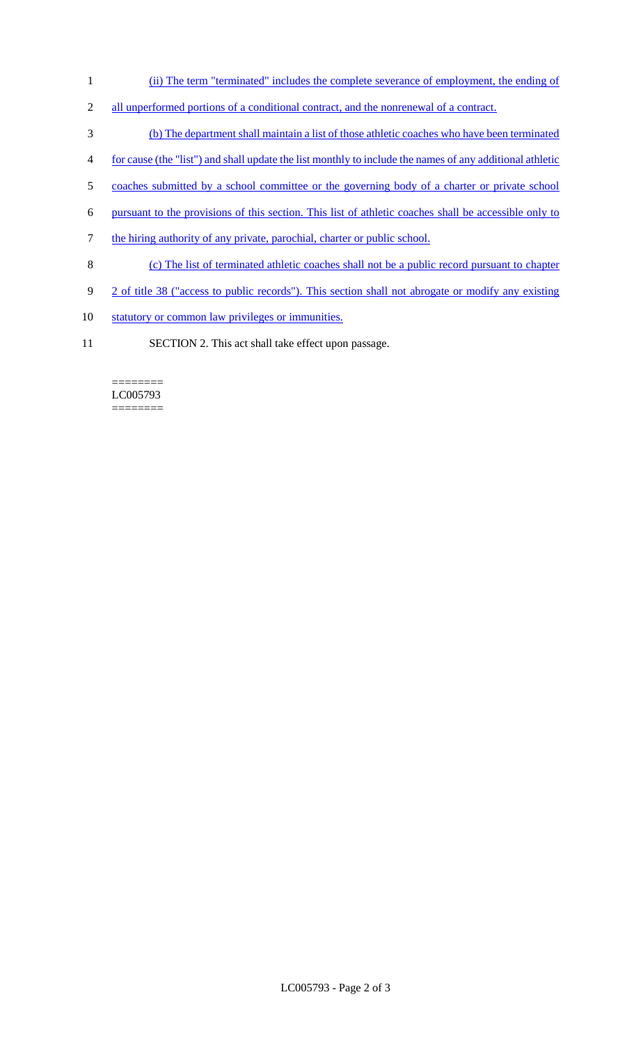(ii) The term "terminated" includes the complete severance of employment, the ending of all unperformed portions of a conditional contract, and the nonrenewal of a contract.

(b) The department shall maintain a list of those athletic coaches who have been terminated for cause (the "list") and shall update the list monthly to include the names of any additional athletic coaches submitted by a school committee or the governing body of a charter or private school pursuant to the provisions of this section. This list of athletic coaches shall be accessible only to the hiring authority of any private, parochial, charter or public school.

(c) The list of terminated athletic coaches shall not be a public record pursuant to chapter 2 of title 38 ("access to public records"). This section shall not abrogate or modify any existing statutory or common law privileges or immunities.

SECTION 2. This act shall take effect upon passage.

========
LC005793
========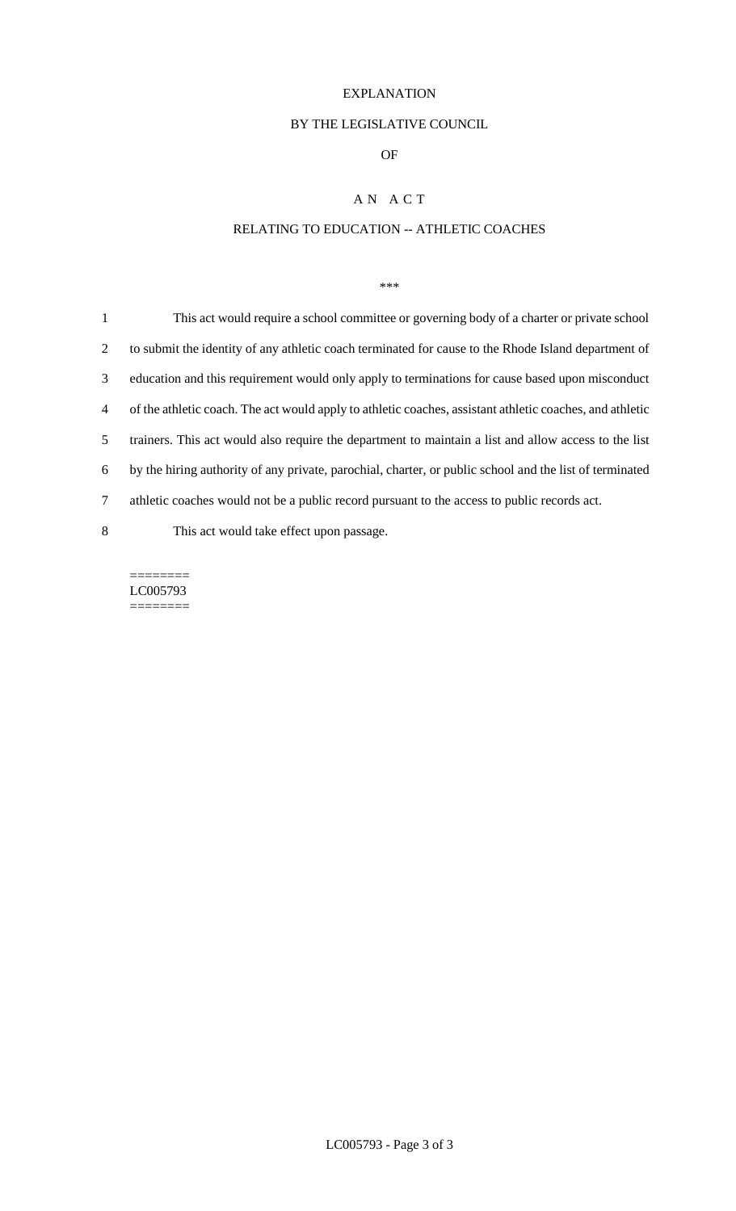EXPLANATION

BY THE LEGISLATIVE COUNCIL

OF

A N A C T

RELATING TO EDUCATION -- ATHLETIC COACHES

\*\*\*

This act would require a school committee or governing body of a charter or private school to submit the identity of any athletic coach terminated for cause to the Rhode Island department of education and this requirement would only apply to terminations for cause based upon misconduct of the athletic coach. The act would apply to athletic coaches, assistant athletic coaches, and athletic trainers. This act would also require the department to maintain a list and allow access to the list by the hiring authority of any private, parochial, charter, or public school and the list of terminated athletic coaches would not be a public record pursuant to the access to public records act.

This act would take effect upon passage.

========
LC005793
========